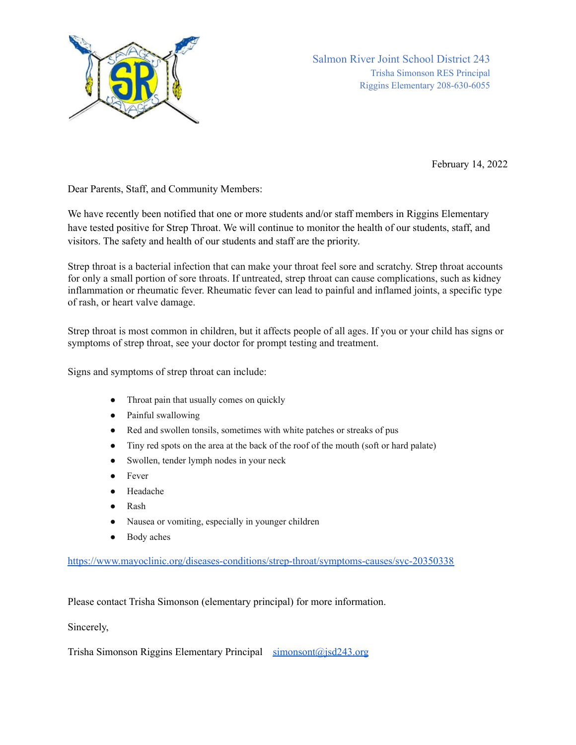Salmon River Joint School District 243
Trisha Simonson RES Principal
Riggins Elementary 208-630-6055

February 14, 2022

Dear Parents, Staff, and Community Members:

We have recently been notified that one or more students and/or staff members in Riggins Elementary have tested positive for Strep Throat. We will continue to monitor the health of our students, staff, and visitors. The safety and health of our students and staff are the priority.

Strep throat is a bacterial infection that can make your throat feel sore and scratchy. Strep throat accounts for only a small portion of sore throats. If untreated, strep throat can cause complications, such as kidney inflammation or rheumatic fever. Rheumatic fever can lead to painful and inflamed joints, a specific type of rash, or heart valve damage.

Strep throat is most common in children, but it affects people of all ages. If you or your child has signs or symptoms of strep throat, see your doctor for prompt testing and treatment.

Signs and symptoms of strep throat can include:

- Throat pain that usually comes on quickly
- Painful swallowing
- Red and swollen tonsils, sometimes with white patches or streaks of pus
- Tiny red spots on the area at the back of the roof of the mouth (soft or hard palate)
- Swollen, tender lymph nodes in your neck
- Fever
- Headache
- Rash
- Nausea or vomiting, especially in younger children
- Body aches

https://www.mayoclinic.org/diseases-conditions/strep-throat/symptoms-causes/syc-20350338

Please contact Trisha Simonson (elementary principal) for more information.

Sincerely,

Trisha Simonson Riggins Elementary Principal simonsont@jsd243.org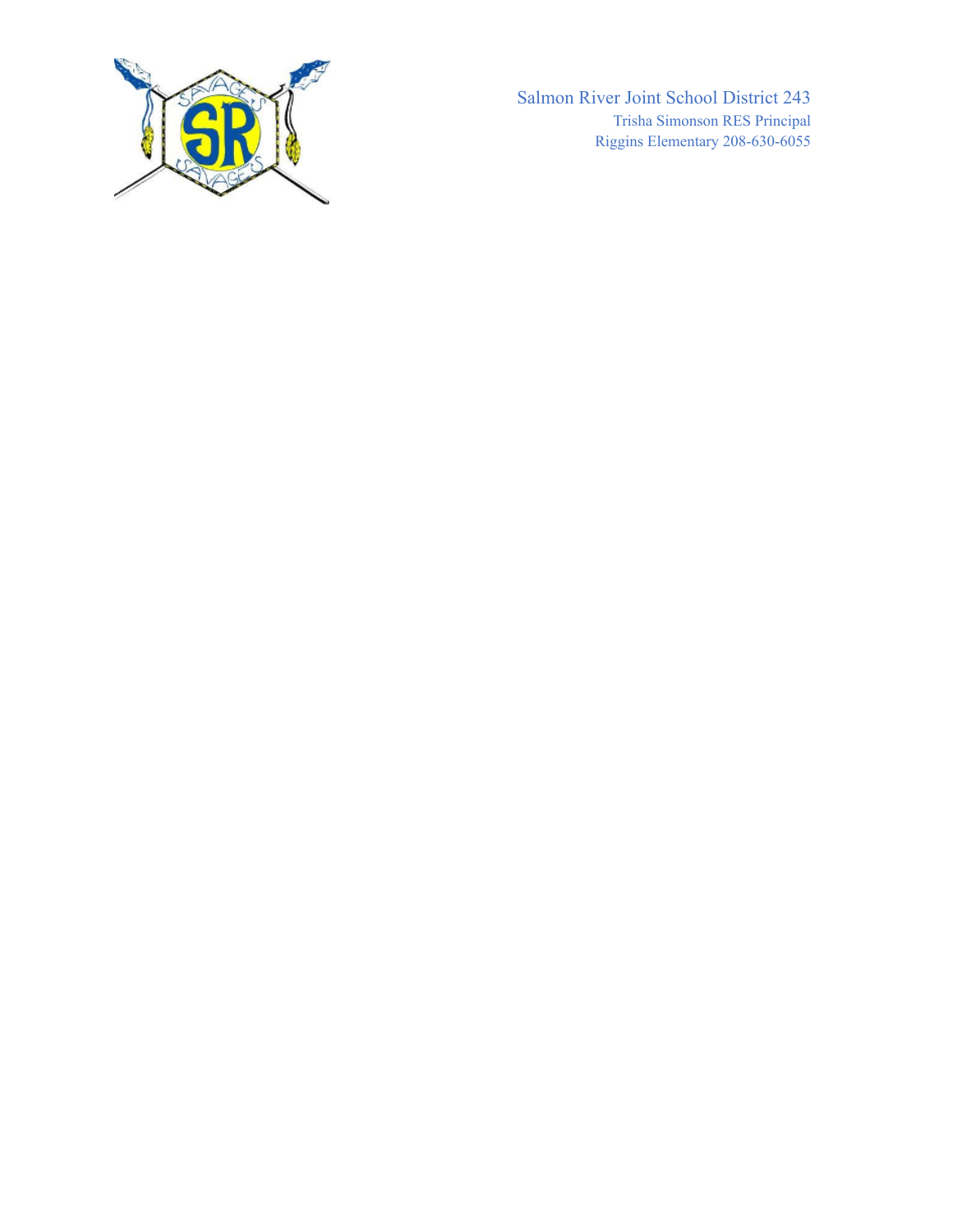Salmon River Joint School District 243

Trisha Simonson RES Principal

Riggins Elementary 208-630-6055